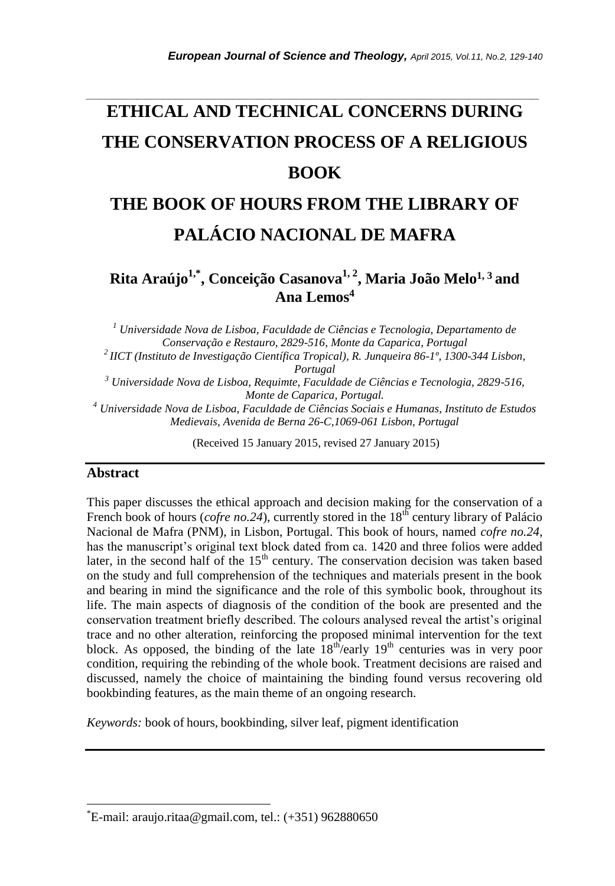# ETHICAL AND TECHNICAL CONCERNS DURING THE CONSERVATION PROCESS OF A RELIGIOUS BOOK

# THE BOOK OF HOURS FROM THE LIBRARY OF PALÁCIO NACIONAL DE MAFRA

**Rita Araújo[1,*], Conceição Casanova[1,2], Maria João Melo[1,3] and Ana Lemos[4]**

*[1] Universidade Nova de Lisboa, Faculdade de Ciências e Tecnologia, Departamento de Conservação e Restauro, 2829-516, Monte da Caparica, Portugal*
*[2] IICT (Instituto de Investigação Científica Tropical), R. Junqueira 86-1º, 1300-344 Lisbon, Portugal*
*[3] Universidade Nova de Lisboa, Requimte, Faculdade de Ciências e Tecnologia, 2829-516, Monte de Caparica, Portugal.*
*[4] Universidade Nova de Lisboa, Faculdade de Ciências Sociais e Humanas, Instituto de Estudos Medievais, Avenida de Berna 26-C,1069-061 Lisbon, Portugal*

(Received 15 January 2015, revised 27 January 2015)

## Abstract

This paper discusses the ethical approach and decision making for the conservation of a French book of hours (*cofre no.24*), currently stored in the 18th century library of Palácio Nacional de Mafra (PNM), in Lisbon, Portugal. This book of hours, named *cofre no.24*, has the manuscript's original text block dated from ca. 1420 and three folios were added later, in the second half of the 15th century. The conservation decision was taken based on the study and full comprehension of the techniques and materials present in the book and bearing in mind the significance and the role of this symbolic book, throughout its life. The main aspects of diagnosis of the condition of the book are presented and the conservation treatment briefly described. The colours analysed reveal the artist's original trace and no other alteration, reinforcing the proposed minimal intervention for the text block. As opposed, the binding of the late 18th/early 19th centuries was in very poor condition, requiring the rebinding of the whole book. Treatment decisions are raised and discussed, namely the choice of maintaining the binding found versus recovering old bookbinding features, as the main theme of an ongoing research.

*Keywords:* book of hours, bookbinding, silver leaf, pigment identification

---

[*] E-mail: araujo.ritaa@gmail.com, tel.: (+351) 962880650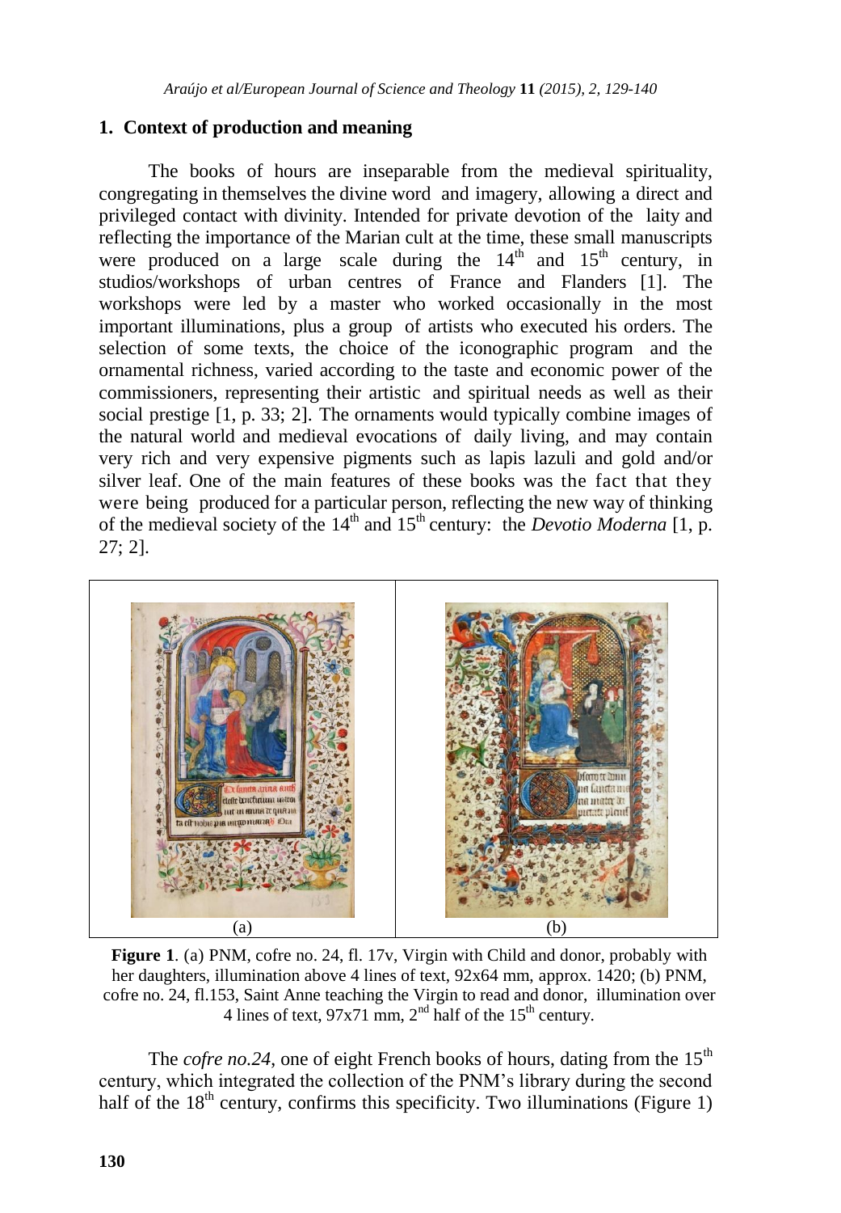## 1. Context of production and meaning

The books of hours are inseparable from the medieval spirituality, congregating in themselves the divine word and imagery, allowing a direct and privileged contact with divinity. Intended for private devotion of the laity and reflecting the importance of the Marian cult at the time, these small manuscripts were produced on a large scale during the 14th and 15th century, in studios/workshops of urban centres of France and Flanders [1]. The workshops were led by a master who worked occasionally in the most important illuminations, plus a group of artists who executed his orders. The selection of some texts, the choice of the iconographic program and the ornamental richness, varied according to the taste and economic power of the commissioners, representing their artistic and spiritual needs as well as their social prestige [1, p. 33; 2]. The ornaments would typically combine images of the natural world and medieval evocations of daily living, and may contain very rich and very expensive pigments such as lapis lazuli and gold and/or silver leaf. One of the main features of these books was the fact that they were being produced for a particular person, reflecting the new way of thinking of the medieval society of the 14th and 15th century: the *Devotio Moderna* [1, p. 27; 2].

(a) (b)

**Figure 1**. (a) PNM, cofre no. 24, fl. 17v, Virgin with Child and donor, probably with her daughters, illumination above 4 lines of text, 92x64 mm, approx. 1420; (b) PNM, cofre no. 24, fl.153, Saint Anne teaching the Virgin to read and donor, illumination over 4 lines of text, 97x71 mm, 2nd half of the 15th century.

The *cofre no.24*, one of eight French books of hours, dating from the 15th century, which integrated the collection of the PNM's library during the second half of the 18th century, confirms this specificity. Two illuminations (Figure 1)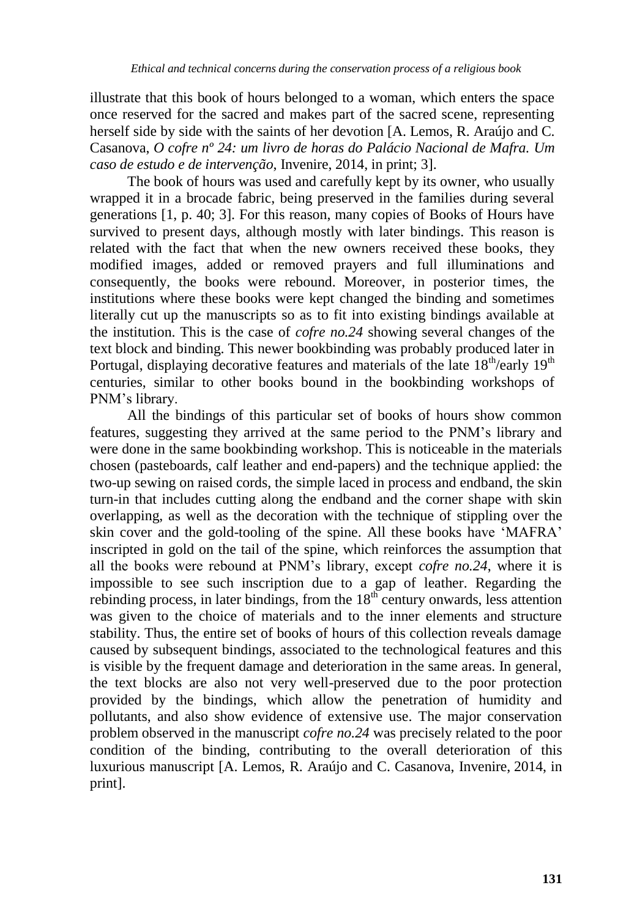illustrate that this book of hours belonged to a woman, which enters the space once reserved for the sacred and makes part of the sacred scene, representing herself side by side with the saints of her devotion [A. Lemos, R. Araújo and C. Casanova, *O cofre nº 24: um livro de horas do Palácio Nacional de Mafra. Um caso de estudo e de intervenção*, Invenire, 2014, in print; 3].

The book of hours was used and carefully kept by its owner, who usually wrapped it in a brocade fabric, being preserved in the families during several generations [1, p. 40; 3]. For this reason, many copies of Books of Hours have survived to present days, although mostly with later bindings. This reason is related with the fact that when the new owners received these books, they modified images, added or removed prayers and full illuminations and consequently, the books were rebound. Moreover, in posterior times, the institutions where these books were kept changed the binding and sometimes literally cut up the manuscripts so as to fit into existing bindings available at the institution. This is the case of *cofre no.24* showing several changes of the text block and binding. This newer bookbinding was probably produced later in Portugal, displaying decorative features and materials of the late 18th/early 19th centuries, similar to other books bound in the bookbinding workshops of PNM's library.

All the bindings of this particular set of books of hours show common features, suggesting they arrived at the same period to the PNM's library and were done in the same bookbinding workshop. This is noticeable in the materials chosen (pasteboards, calf leather and end-papers) and the technique applied: the two-up sewing on raised cords, the simple laced in process and endband, the skin turn-in that includes cutting along the endband and the corner shape with skin overlapping, as well as the decoration with the technique of stippling over the skin cover and the gold-tooling of the spine. All these books have 'MAFRA' inscripted in gold on the tail of the spine, which reinforces the assumption that all the books were rebound at PNM's library, except *cofre no.24*, where it is impossible to see such inscription due to a gap of leather. Regarding the rebinding process, in later bindings, from the 18th century onwards, less attention was given to the choice of materials and to the inner elements and structure stability. Thus, the entire set of books of hours of this collection reveals damage caused by subsequent bindings, associated to the technological features and this is visible by the frequent damage and deterioration in the same areas. In general, the text blocks are also not very well-preserved due to the poor protection provided by the bindings, which allow the penetration of humidity and pollutants, and also show evidence of extensive use. The major conservation problem observed in the manuscript *cofre no.24* was precisely related to the poor condition of the binding, contributing to the overall deterioration of this luxurious manuscript [A. Lemos, R. Araújo and C. Casanova, Invenire, 2014, in print].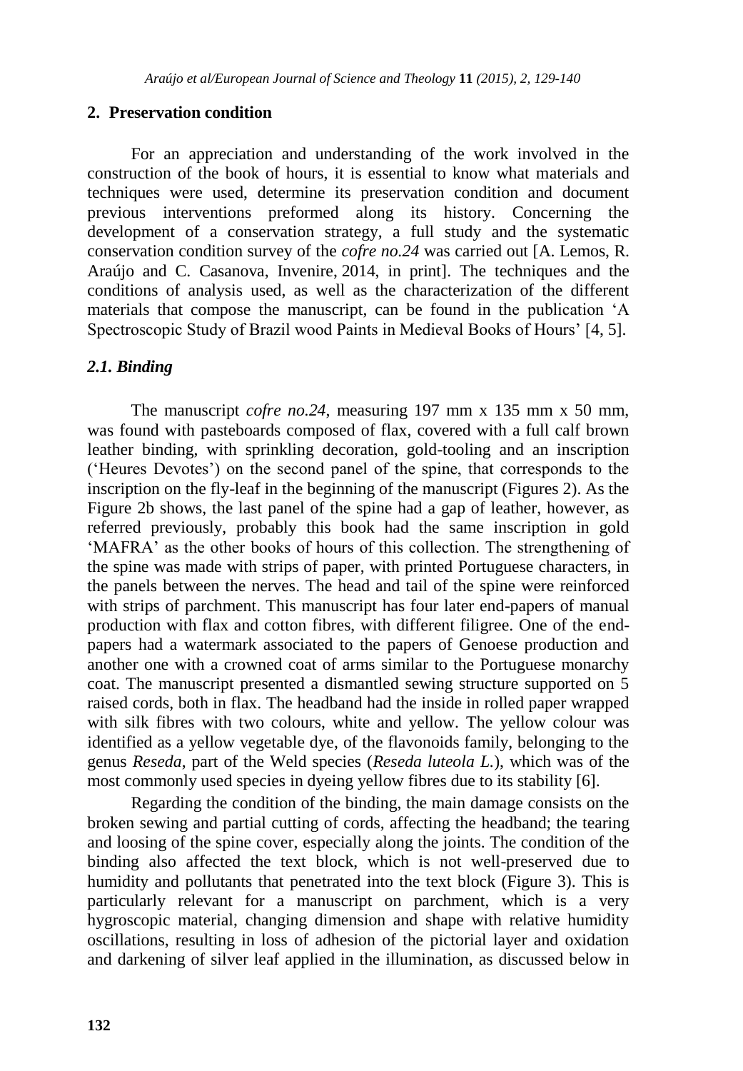## 2. Preservation condition

For an appreciation and understanding of the work involved in the construction of the book of hours, it is essential to know what materials and techniques were used, determine its preservation condition and document previous interventions preformed along its history. Concerning the development of a conservation strategy, a full study and the systematic conservation condition survey of the *cofre no.24* was carried out [A. Lemos, R. Araújo and C. Casanova, Invenire, 2014, in print]. The techniques and the conditions of analysis used, as well as the characterization of the different materials that compose the manuscript, can be found in the publication 'A Spectroscopic Study of Brazil wood Paints in Medieval Books of Hours' [4, 5].

### *2.1. Binding*

The manuscript *cofre no.24*, measuring 197 mm x 135 mm x 50 mm, was found with pasteboards composed of flax, covered with a full calf brown leather binding, with sprinkling decoration, gold-tooling and an inscription ('Heures Devotes') on the second panel of the spine, that corresponds to the inscription on the fly-leaf in the beginning of the manuscript (Figures 2). As the Figure 2b shows, the last panel of the spine had a gap of leather, however, as referred previously, probably this book had the same inscription in gold 'MAFRA' as the other books of hours of this collection. The strengthening of the spine was made with strips of paper, with printed Portuguese characters, in the panels between the nerves. The head and tail of the spine were reinforced with strips of parchment. This manuscript has four later end-papers of manual production with flax and cotton fibres, with different filigree. One of the end-papers had a watermark associated to the papers of Genoese production and another one with a crowned coat of arms similar to the Portuguese monarchy coat. The manuscript presented a dismantled sewing structure supported on 5 raised cords, both in flax. The headband had the inside in rolled paper wrapped with silk fibres with two colours, white and yellow. The yellow colour was identified as a yellow vegetable dye, of the flavonoids family, belonging to the genus *Reseda*, part of the Weld species (*Reseda luteola L.*), which was of the most commonly used species in dyeing yellow fibres due to its stability [6].

Regarding the condition of the binding, the main damage consists on the broken sewing and partial cutting of cords, affecting the headband; the tearing and loosing of the spine cover, especially along the joints. The condition of the binding also affected the text block, which is not well-preserved due to humidity and pollutants that penetrated into the text block (Figure 3). This is particularly relevant for a manuscript on parchment, which is a very hygroscopic material, changing dimension and shape with relative humidity oscillations, resulting in loss of adhesion of the pictorial layer and oxidation and darkening of silver leaf applied in the illumination, as discussed below in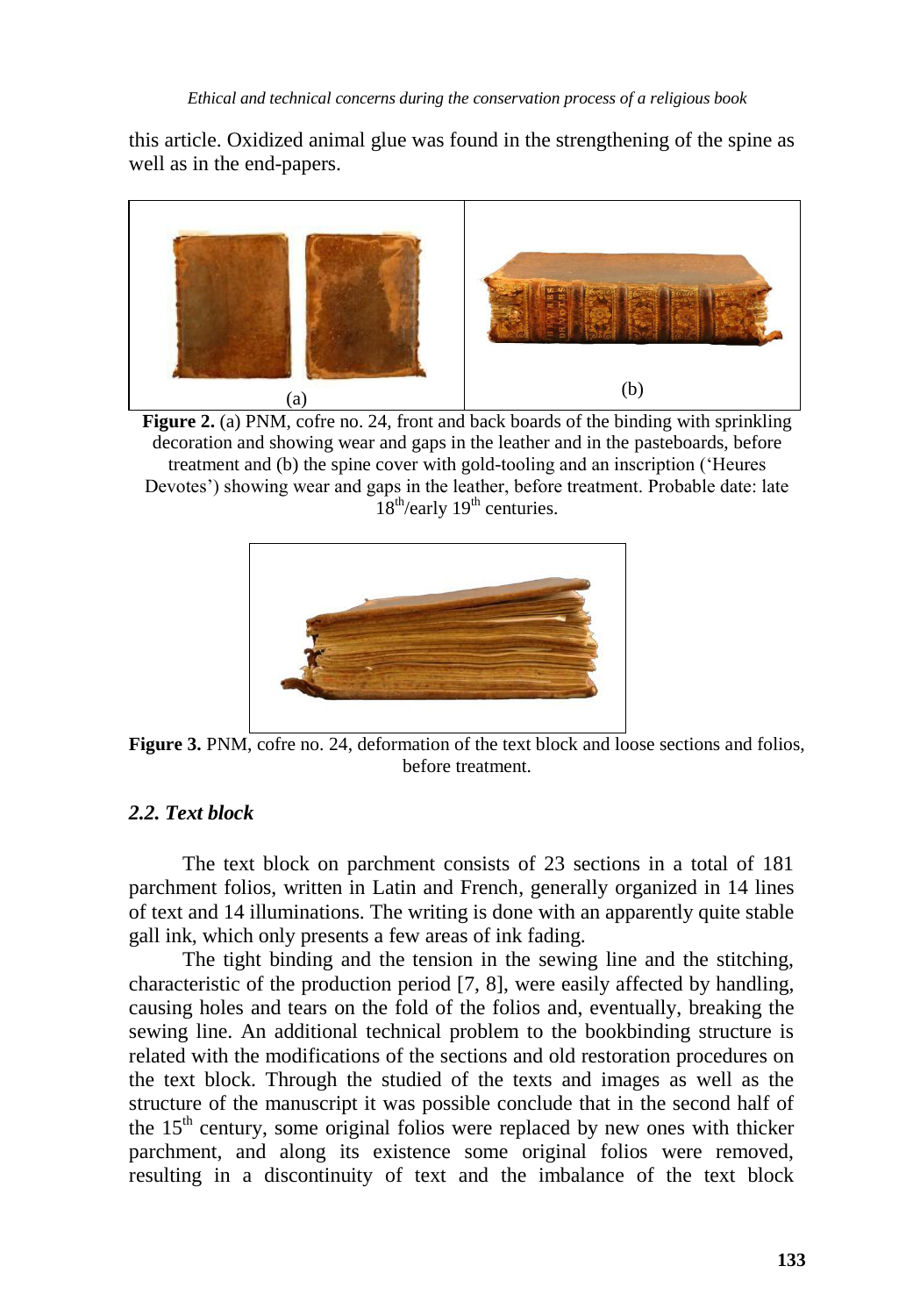this article. Oxidized animal glue was found in the strengthening of the spine as well as in the end-papers.

**Figure 2.** (a) PNM, cofre no. 24, front and back boards of the binding with sprinkling decoration and showing wear and gaps in the leather and in the pasteboards, before treatment and (b) the spine cover with gold-tooling and an inscription ('Heures Devotes') showing wear and gaps in the leather, before treatment. Probable date: late 18th/early 19th centuries.

**Figure 3.** PNM, cofre no. 24, deformation of the text block and loose sections and folios, before treatment.

### *2.2. Text block*

The text block on parchment consists of 23 sections in a total of 181 parchment folios, written in Latin and French, generally organized in 14 lines of text and 14 illuminations. The writing is done with an apparently quite stable gall ink, which only presents a few areas of ink fading.

The tight binding and the tension in the sewing line and the stitching, characteristic of the production period [7, 8], were easily affected by handling, causing holes and tears on the fold of the folios and, eventually, breaking the sewing line. An additional technical problem to the bookbinding structure is related with the modifications of the sections and old restoration procedures on the text block. Through the studied of the texts and images as well as the structure of the manuscript it was possible conclude that in the second half of the 15th century, some original folios were replaced by new ones with thicker parchment, and along its existence some original folios were removed, resulting in a discontinuity of text and the imbalance of the text block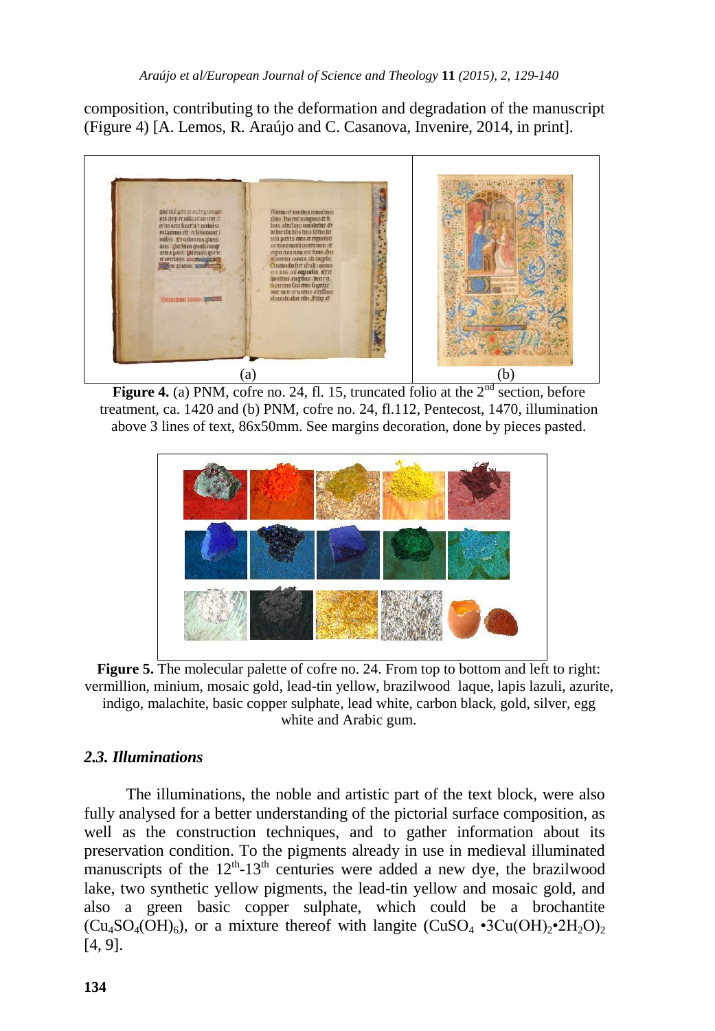composition, contributing to the deformation and degradation of the manuscript (Figure 4) [A. Lemos, R. Araújo and C. Casanova, Invenire, 2014, in print].

**Figure 4.** (a) PNM, cofre no. 24, fl. 15, truncated folio at the 2[nd] section, before treatment, ca. 1420 and (b) PNM, cofre no. 24, fl.112, Pentecost, 1470, illumination above 3 lines of text, 86x50mm. See margins decoration, done by pieces pasted.

**Figure 5.** The molecular palette of cofre no. 24. From top to bottom and left to right: vermillion, minium, mosaic gold, lead-tin yellow, brazilwood laque, lapis lazuli, azurite, indigo, malachite, basic copper sulphate, lead white, carbon black, gold, silver, egg white and Arabic gum.

### *2.3. Illuminations*

The illuminations, the noble and artistic part of the text block, were also fully analysed for a better understanding of the pictorial surface composition, as well as the construction techniques, and to gather information about its preservation condition. To the pigments already in use in medieval illuminated manuscripts of the 12[th]-13[th] centuries were added a new dye, the brazilwood lake, two synthetic yellow pigments, the lead-tin yellow and mosaic gold, and also a green basic copper sulphate, which could be a brochantite ($Cu_4SO_4(OH)_6$), or a mixture thereof with langite ($CuSO_4 \cdot 3Cu(OH)_2 \cdot 2H_2O)_2$ [4, 9].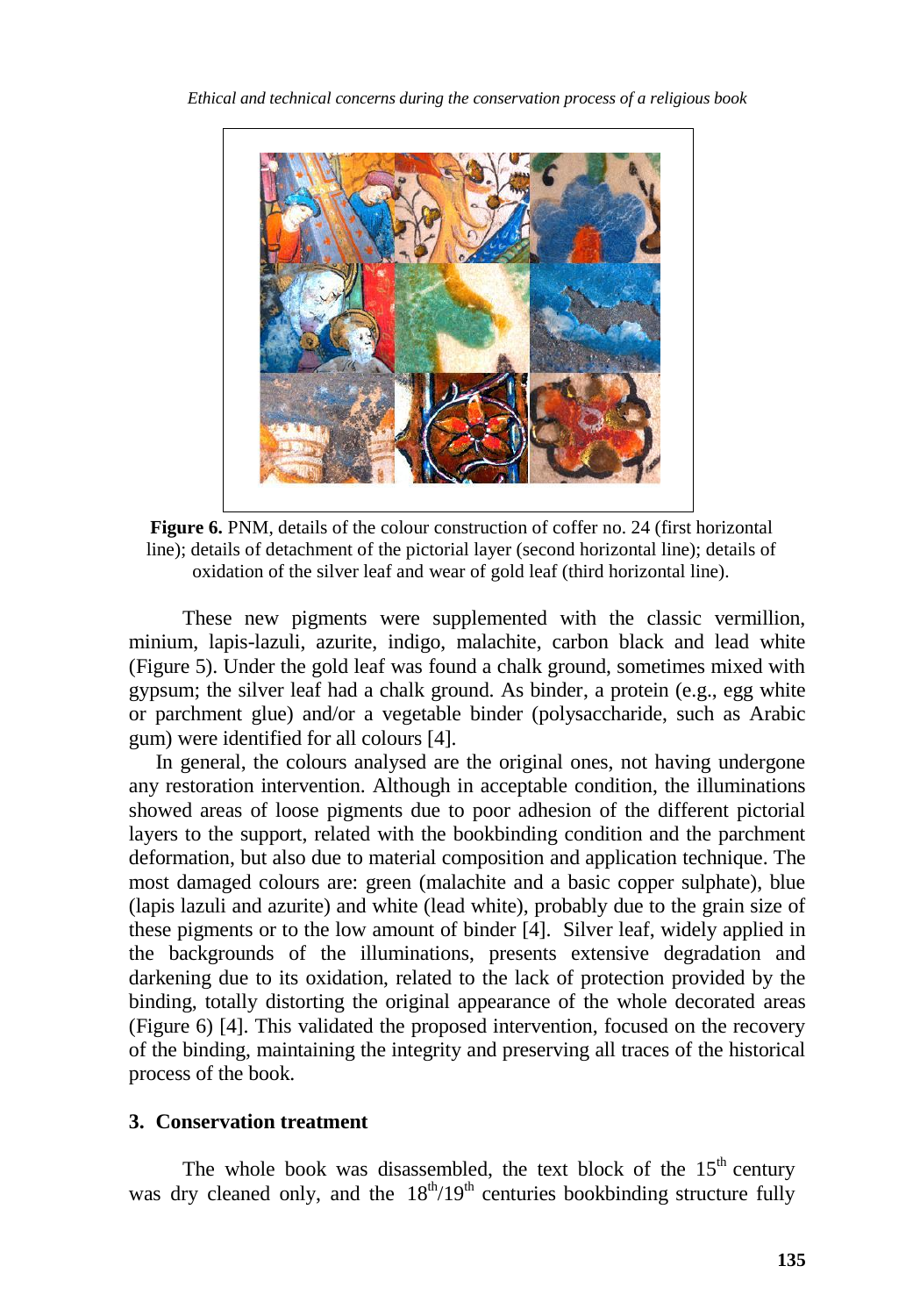**Figure 6.** PNM, details of the colour construction of coffer no. 24 (first horizontal line); details of detachment of the pictorial layer (second horizontal line); details of oxidation of the silver leaf and wear of gold leaf (third horizontal line).

These new pigments were supplemented with the classic vermillion, minium, lapis-lazuli, azurite, indigo, malachite, carbon black and lead white (Figure 5). Under the gold leaf was found a chalk ground, sometimes mixed with gypsum; the silver leaf had a chalk ground. As binder, a protein (e.g., egg white or parchment glue) and/or a vegetable binder (polysaccharide, such as Arabic gum) were identified for all colours [4].

In general, the colours analysed are the original ones, not having undergone any restoration intervention. Although in acceptable condition, the illuminations showed areas of loose pigments due to poor adhesion of the different pictorial layers to the support, related with the bookbinding condition and the parchment deformation, but also due to material composition and application technique. The most damaged colours are: green (malachite and a basic copper sulphate), blue (lapis lazuli and azurite) and white (lead white), probably due to the grain size of these pigments or to the low amount of binder [4]. Silver leaf, widely applied in the backgrounds of the illuminations, presents extensive degradation and darkening due to its oxidation, related to the lack of protection provided by the binding, totally distorting the original appearance of the whole decorated areas (Figure 6) [4]. This validated the proposed intervention, focused on the recovery of the binding, maintaining the integrity and preserving all traces of the historical process of the book.

## 3. Conservation treatment

The whole book was disassembled, the text block of the 15$^{th}$ century was dry cleaned only, and the 18$^{th}$/19$^{th}$ centuries bookbinding structure fully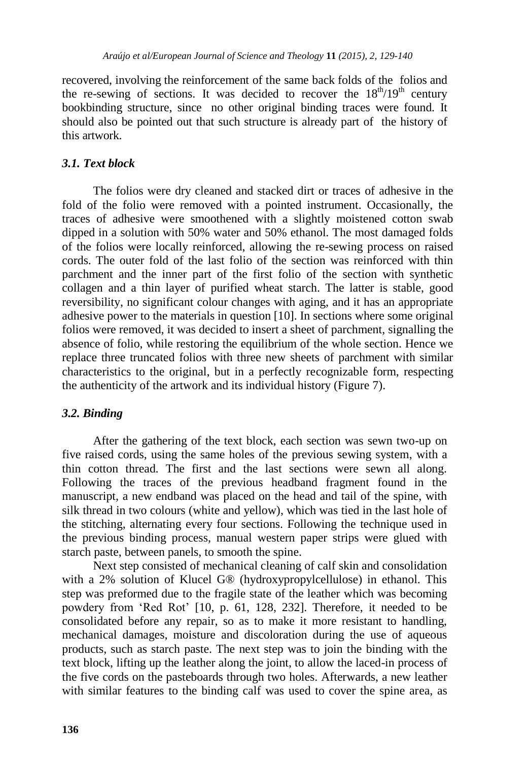recovered, involving the reinforcement of the same back folds of the folios and the re-sewing of sections. It was decided to recover the $18^{th}/19^{th}$ century bookbinding structure, since no other original binding traces were found. It should also be pointed out that such structure is already part of the history of this artwork.

### *3.1. Text block*

The folios were dry cleaned and stacked dirt or traces of adhesive in the fold of the folio were removed with a pointed instrument. Occasionally, the traces of adhesive were smoothened with a slightly moistened cotton swab dipped in a solution with 50% water and 50% ethanol. The most damaged folds of the folios were locally reinforced, allowing the re-sewing process on raised cords. The outer fold of the last folio of the section was reinforced with thin parchment and the inner part of the first folio of the section with synthetic collagen and a thin layer of purified wheat starch. The latter is stable, good reversibility, no significant colour changes with aging, and it has an appropriate adhesive power to the materials in question [10]. In sections where some original folios were removed, it was decided to insert a sheet of parchment, signalling the absence of folio, while restoring the equilibrium of the whole section. Hence we replace three truncated folios with three new sheets of parchment with similar characteristics to the original, but in a perfectly recognizable form, respecting the authenticity of the artwork and its individual history (Figure 7).

### *3.2. Binding*

After the gathering of the text block, each section was sewn two-up on five raised cords, using the same holes of the previous sewing system, with a thin cotton thread. The first and the last sections were sewn all along. Following the traces of the previous headband fragment found in the manuscript, a new endband was placed on the head and tail of the spine, with silk thread in two colours (white and yellow), which was tied in the last hole of the stitching, alternating every four sections. Following the technique used in the previous binding process, manual western paper strips were glued with starch paste, between panels, to smooth the spine.

Next step consisted of mechanical cleaning of calf skin and consolidation with a 2% solution of Klucel G® (hydroxypropylcellulose) in ethanol. This step was preformed due to the fragile state of the leather which was becoming powdery from 'Red Rot' [10, p. 61, 128, 232]. Therefore, it needed to be consolidated before any repair, so as to make it more resistant to handling, mechanical damages, moisture and discoloration during the use of aqueous products, such as starch paste. The next step was to join the binding with the text block, lifting up the leather along the joint, to allow the laced-in process of the five cords on the pasteboards through two holes. Afterwards, a new leather with similar features to the binding calf was used to cover the spine area, as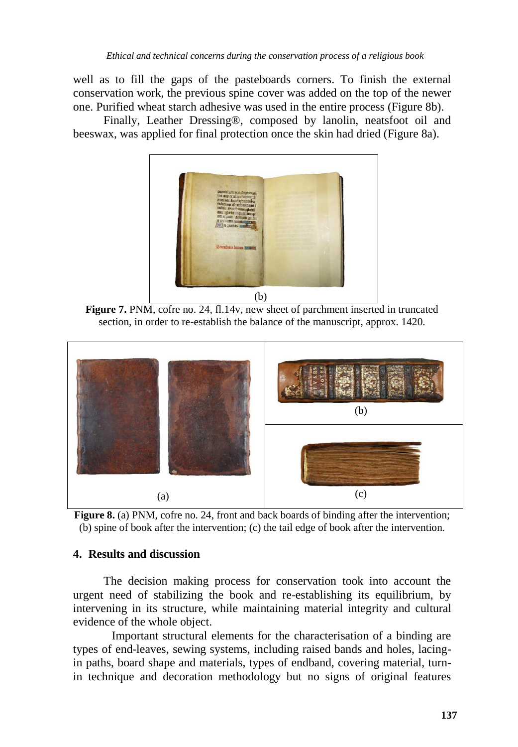well as to fill the gaps of the pasteboards corners. To finish the external conservation work, the previous spine cover was added on the top of the newer one. Purified wheat starch adhesive was used in the entire process (Figure 8b).

Finally, Leather Dressing®, composed by lanolin, neatsfoot oil and beeswax, was applied for final protection once the skin had dried (Figure 8a).

(b)

**Figure 7.** PNM, cofre no. 24, fl.14v, new sheet of parchment inserted in truncated section, in order to re-establish the balance of the manuscript, approx. 1420.

(a) (b) (c)

**Figure 8.** (a) PNM, cofre no. 24, front and back boards of binding after the intervention; (b) spine of book after the intervention; (c) the tail edge of book after the intervention.

## 4. Results and discussion

The decision making process for conservation took into account the urgent need of stabilizing the book and re-establishing its equilibrium, by intervening in its structure, while maintaining material integrity and cultural evidence of the whole object.

Important structural elements for the characterisation of a binding are types of end-leaves, sewing systems, including raised bands and holes, lacing-in paths, board shape and materials, types of endband, covering material, turn-in technique and decoration methodology but no signs of original features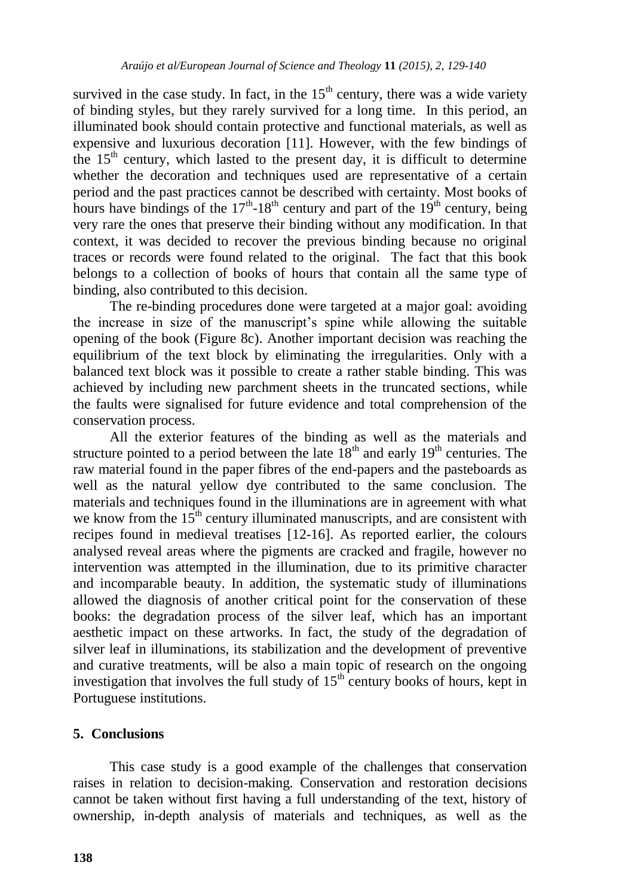survived in the case study. In fact, in the $15^{th}$ century, there was a wide variety of binding styles, but they rarely survived for a long time. In this period, an illuminated book should contain protective and functional materials, as well as expensive and luxurious decoration [11]. However, with the few bindings of the $15^{th}$ century, which lasted to the present day, it is difficult to determine whether the decoration and techniques used are representative of a certain period and the past practices cannot be described with certainty. Most books of hours have bindings of the $17^{th}$-$18^{th}$ century and part of the $19^{th}$ century, being very rare the ones that preserve their binding without any modification. In that context, it was decided to recover the previous binding because no original traces or records were found related to the original. The fact that this book belongs to a collection of books of hours that contain all the same type of binding, also contributed to this decision.

The re-binding procedures done were targeted at a major goal: avoiding the increase in size of the manuscript's spine while allowing the suitable opening of the book (Figure 8c). Another important decision was reaching the equilibrium of the text block by eliminating the irregularities. Only with a balanced text block was it possible to create a rather stable binding. This was achieved by including new parchment sheets in the truncated sections, while the faults were signalised for future evidence and total comprehension of the conservation process.

All the exterior features of the binding as well as the materials and structure pointed to a period between the late $18^{th}$ and early $19^{th}$ centuries. The raw material found in the paper fibres of the end-papers and the pasteboards as well as the natural yellow dye contributed to the same conclusion. The materials and techniques found in the illuminations are in agreement with what we know from the $15^{th}$ century illuminated manuscripts, and are consistent with recipes found in medieval treatises [12-16]. As reported earlier, the colours analysed reveal areas where the pigments are cracked and fragile, however no intervention was attempted in the illumination, due to its primitive character and incomparable beauty. In addition, the systematic study of illuminations allowed the diagnosis of another critical point for the conservation of these books: the degradation process of the silver leaf, which has an important aesthetic impact on these artworks. In fact, the study of the degradation of silver leaf in illuminations, its stabilization and the development of preventive and curative treatments, will be also a main topic of research on the ongoing investigation that involves the full study of $15^{th}$ century books of hours, kept in Portuguese institutions.

## 5. Conclusions

This case study is a good example of the challenges that conservation raises in relation to decision-making. Conservation and restoration decisions cannot be taken without first having a full understanding of the text, history of ownership, in-depth analysis of materials and techniques, as well as the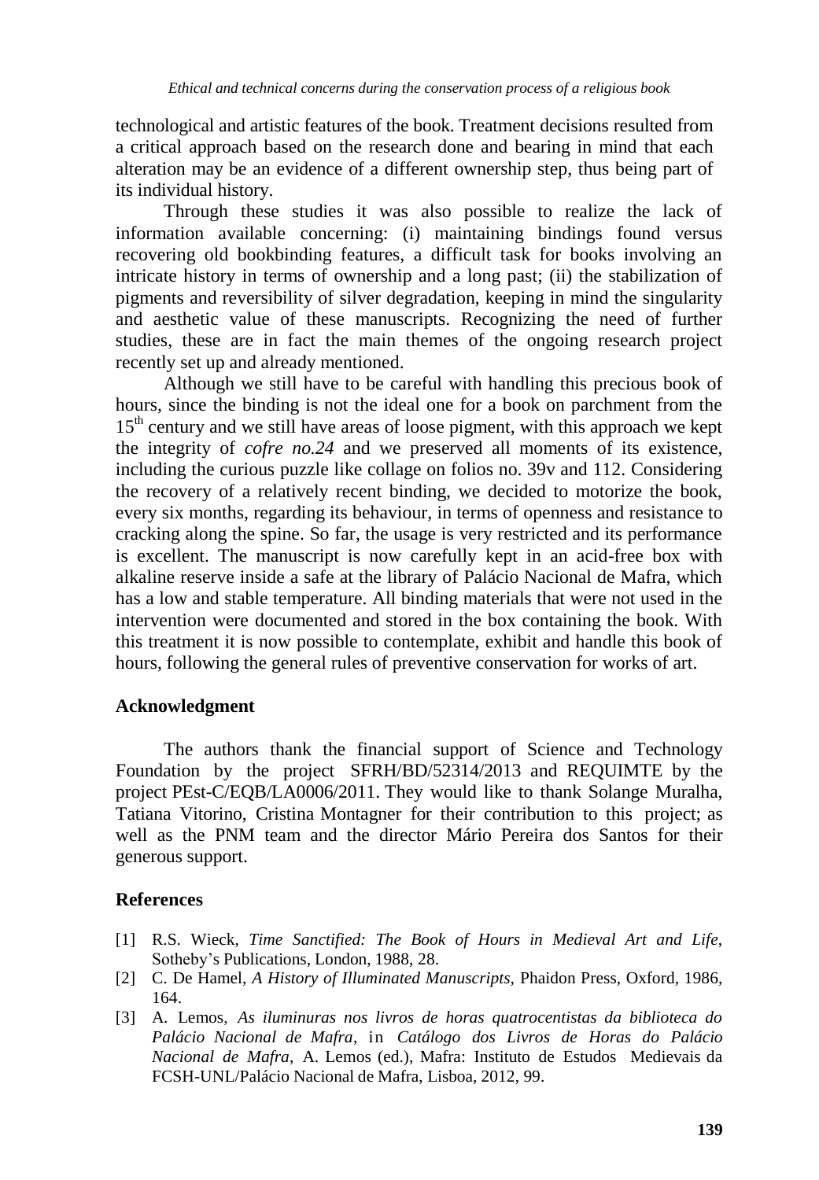technological and artistic features of the book. Treatment decisions resulted from a critical approach based on the research done and bearing in mind that each alteration may be an evidence of a different ownership step, thus being part of its individual history.

Through these studies it was also possible to realize the lack of information available concerning: (i) maintaining bindings found versus recovering old bookbinding features, a difficult task for books involving an intricate history in terms of ownership and a long past; (ii) the stabilization of pigments and reversibility of silver degradation, keeping in mind the singularity and aesthetic value of these manuscripts. Recognizing the need of further studies, these are in fact the main themes of the ongoing research project recently set up and already mentioned.

Although we still have to be careful with handling this precious book of hours, since the binding is not the ideal one for a book on parchment from the 15th century and we still have areas of loose pigment, with this approach we kept the integrity of *cofre no.24* and we preserved all moments of its existence, including the curious puzzle like collage on folios no. 39v and 112. Considering the recovery of a relatively recent binding, we decided to motorize the book, every six months, regarding its behaviour, in terms of openness and resistance to cracking along the spine. So far, the usage is very restricted and its performance is excellent. The manuscript is now carefully kept in an acid-free box with alkaline reserve inside a safe at the library of Palácio Nacional de Mafra, which has a low and stable temperature. All binding materials that were not used in the intervention were documented and stored in the box containing the book. With this treatment it is now possible to contemplate, exhibit and handle this book of hours, following the general rules of preventive conservation for works of art.

## Acknowledgment

The authors thank the financial support of Science and Technology Foundation by the project SFRH/BD/52314/2013 and REQUIMTE by the project PEst-C/EQB/LA0006/2011. They would like to thank Solange Muralha, Tatiana Vitorino, Cristina Montagner for their contribution to this project; as well as the PNM team and the director Mário Pereira dos Santos for their generous support.

## References

[1] R.S. Wieck, *Time Sanctified: The Book of Hours in Medieval Art and Life*, Sotheby's Publications, London, 1988, 28.

[2] C. De Hamel, *A History of Illuminated Manuscripts,* Phaidon Press, Oxford, 1986, 164.

[3] A. Lemos, *As iluminuras nos livros de horas quatrocentistas da biblioteca do Palácio Nacional de Mafra*, in *Catálogo dos Livros de Horas do Palácio Nacional de Mafra*, A. Lemos (ed.), Mafra: Instituto de Estudos Medievais da FCSH-UNL/Palácio Nacional de Mafra, Lisboa, 2012, 99.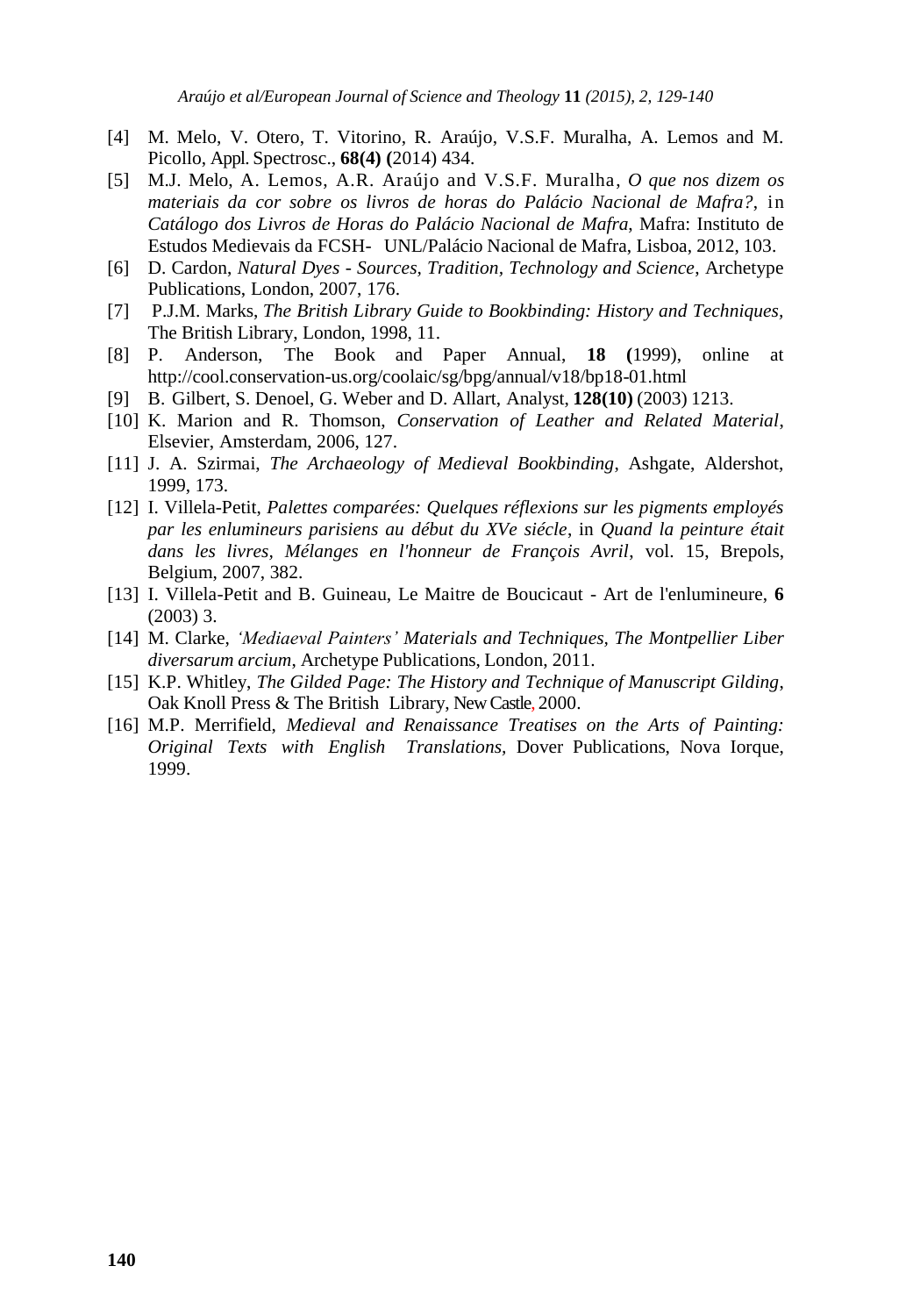[4] M. Melo, V. Otero, T. Vitorino, R. Araújo, V.S.F. Muralha, A. Lemos and M. Picollo, Appl. Spectrosc., **68(4) (**2014) 434.

[5] M.J. Melo, A. Lemos, A.R. Araújo and V.S.F. Muralha, *O que nos dizem os materiais da cor sobre os livros de horas do Palácio Nacional de Mafra?*, in *Catálogo dos Livros de Horas do Palácio Nacional de Mafra*, Mafra: Instituto de Estudos Medievais da FCSH- UNL/Palácio Nacional de Mafra, Lisboa, 2012, 103.

[6] D. Cardon, *Natural Dyes - Sources, Tradition, Technology and Science*, Archetype Publications, London, 2007, 176.

[7] P.J.M. Marks, *The British Library Guide to Bookbinding: History and Techniques*, The British Library, London, 1998, 11.

[8] P. Anderson, The Book and Paper Annual, **18 (**1999), online at http://cool.conservation-us.org/coolaic/sg/bpg/annual/v18/bp18-01.html

[9] B. Gilbert, S. Denoel, G. Weber and D. Allart, Analyst, **128(10)** (2003) 1213.

[10] K. Marion and R. Thomson, *Conservation of Leather and Related Material*, Elsevier, Amsterdam, 2006, 127.

[11] J. A. Szirmai, *The Archaeology of Medieval Bookbinding*, Ashgate, Aldershot, 1999, 173.

[12] I. Villela-Petit, *Palettes comparées: Quelques réflexions sur les pigments employés par les enlumineurs parisiens au début du XVe siécle*, in *Quand la peinture était dans les livres, Mélanges en l'honneur de François Avril*, vol. 15, Brepols, Belgium, 2007, 382.

[13] I. Villela-Petit and B. Guineau, Le Maitre de Boucicaut - Art de l'enlumineure, **6** (2003) 3.

[14] M. Clarke, *'Mediaeval Painters' Materials and Techniques, The Montpellier Liber diversarum arcium*, Archetype Publications, London, 2011.

[15] K.P. Whitley, *The Gilded Page: The History and Technique of Manuscript Gilding*, Oak Knoll Press & The British Library, New Castle, 2000.

[16] M.P. Merrifield, *Medieval and Renaissance Treatises on the Arts of Painting: Original Texts with English Translations*, Dover Publications, Nova Iorque, 1999.